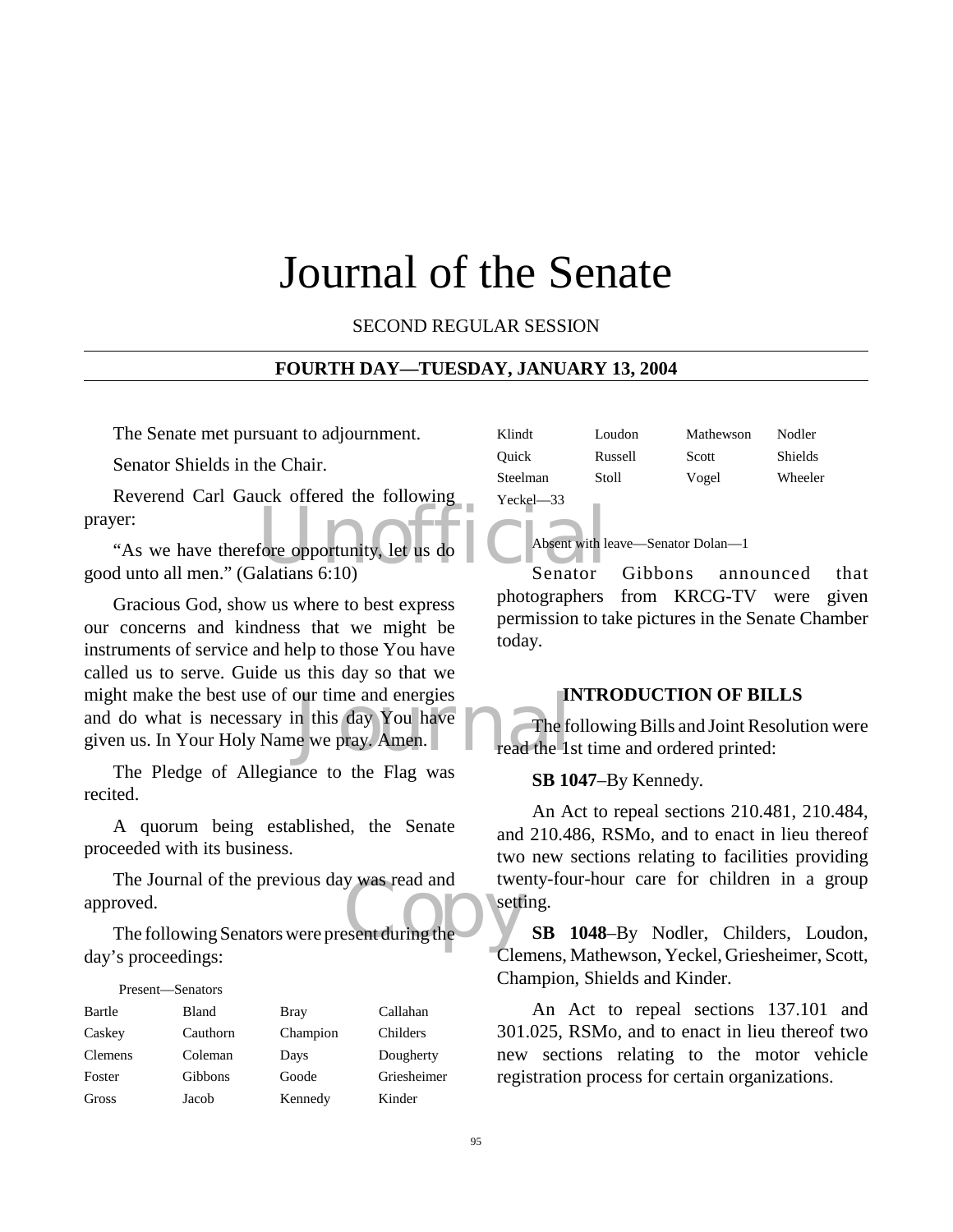# Journal of the Senate

SECOND REGULAR SESSION

**FOURTH DAY—TUESDAY, JANUARY 13, 2004**

The Senate met pursuant to adjournment.

Senator Shields in the Chair.

Reverend Carl Gauck offered the following prayer:

"As we have therefore opportunity, let us do good unto all men." (Galatians 6:10)

Gracious God, show us where to best express our concerns and kindness that we might be instruments of service and help to those You have called us to serve. Guide us this day so that we might make the best use of our time and energies and do what is necessary in this day You have given us. In Your Holy Name we pray. Amen.

The Pledge of Allegiance to the Flag was recited.

A quorum being established, the Senate proceeded with its business.

The Journal of the previous day was read and approved.

The following Senators were present during the day's proceedings:

Present—Senators

| | | | |
|---|---|---|---|
| Bartle | Bland | Bray | Callahan |
| Caskey | Cauthorn | Champion | Childers |
| Clemens | Coleman | Days | Dougherty |
| Foster | Gibbons | Goode | Griesheimer |
| Gross | Jacob | Kennedy | Kinder |
| Klindt | Loudon | Mathewson | Nodler |
| Quick | Russell | Scott | Shields |
| Steelman | Stoll | Vogel | Wheeler |
| Yeckel—33 | | | |

Absent with leave—Senator Dolan—1

Senator Gibbons announced that photographers from KRCG-TV were given permission to take pictures in the Senate Chamber today.

## INTRODUCTION OF BILLS

The following Bills and Joint Resolution were read the 1st time and ordered printed:

**SB 1047**–By Kennedy.

An Act to repeal sections 210.481, 210.484, and 210.486, RSMo, and to enact in lieu thereof two new sections relating to facilities providing twenty-four-hour care for children in a group setting.

**SB 1048**–By Nodler, Childers, Loudon, Clemens, Mathewson, Yeckel, Griesheimer, Scott, Champion, Shields and Kinder.

An Act to repeal sections 137.101 and 301.025, RSMo, and to enact in lieu thereof two new sections relating to the motor vehicle registration process for certain organizations.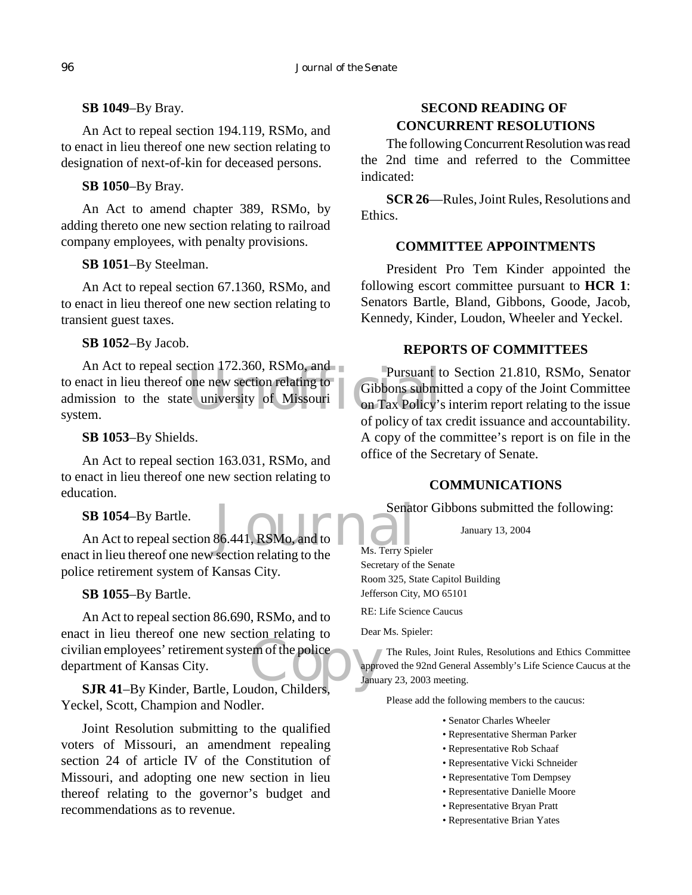**SB 1049**–By Bray.

An Act to repeal section 194.119, RSMo, and to enact in lieu thereof one new section relating to designation of next-of-kin for deceased persons.

**SB 1050**–By Bray.

An Act to amend chapter 389, RSMo, by adding thereto one new section relating to railroad company employees, with penalty provisions.

**SB 1051**–By Steelman.

An Act to repeal section 67.1360, RSMo, and to enact in lieu thereof one new section relating to transient guest taxes.

**SB 1052**–By Jacob.

An Act to repeal section 172.360, RSMo, and to enact in lieu thereof one new section relating to admission to the state university of Missouri system.

**SB 1053**–By Shields.

An Act to repeal section 163.031, RSMo, and to enact in lieu thereof one new section relating to education.

**SB 1054**–By Bartle.

An Act to repeal section 86.441, RSMo, and to enact in lieu thereof one new section relating to the police retirement system of Kansas City.

**SB 1055**–By Bartle.

An Act to repeal section 86.690, RSMo, and to enact in lieu thereof one new section relating to civilian employees' retirement system of the police department of Kansas City.

**SJR 41**–By Kinder, Bartle, Loudon, Childers, Yeckel, Scott, Champion and Nodler.

Joint Resolution submitting to the qualified voters of Missouri, an amendment repealing section 24 of article IV of the Constitution of Missouri, and adopting one new section in lieu thereof relating to the governor's budget and recommendations as to revenue.

## SECOND READING OF CONCURRENT RESOLUTIONS

The following Concurrent Resolution was read the 2nd time and referred to the Committee indicated:

**SCR 26**—Rules, Joint Rules, Resolutions and Ethics.

## COMMITTEE APPOINTMENTS

President Pro Tem Kinder appointed the following escort committee pursuant to **HCR 1**: Senators Bartle, Bland, Gibbons, Goode, Jacob, Kennedy, Kinder, Loudon, Wheeler and Yeckel.

## REPORTS OF COMMITTEES

Pursuant to Section 21.810, RSMo, Senator Gibbons submitted a copy of the Joint Committee on Tax Policy's interim report relating to the issue of policy of tax credit issuance and accountability. A copy of the committee's report is on file in the office of the Secretary of Senate.

## COMMUNICATIONS

Senator Gibbons submitted the following:

January 13, 2004

Ms. Terry Spieler
Secretary of the Senate
Room 325, State Capitol Building
Jefferson City, MO 65101

RE: Life Science Caucus

Dear Ms. Spieler:

The Rules, Joint Rules, Resolutions and Ethics Committee approved the 92nd General Assembly's Life Science Caucus at the January 23, 2003 meeting.

Please add the following members to the caucus:

- Senator Charles Wheeler
- Representative Sherman Parker
- Representative Rob Schaaf
- Representative Vicki Schneider
- Representative Tom Dempsey
- Representative Danielle Moore
- Representative Bryan Pratt
- Representative Brian Yates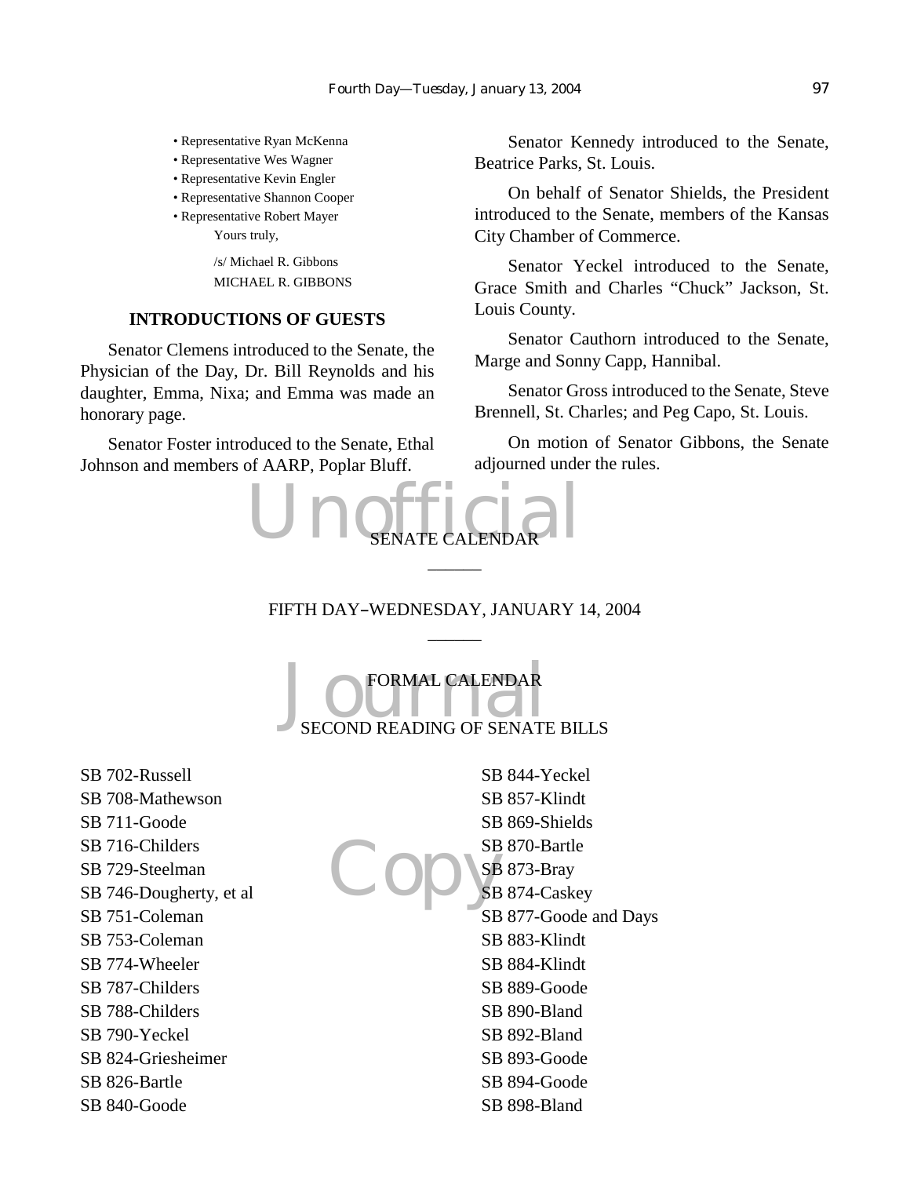- Representative Ryan McKenna
- Representative Wes Wagner
- Representative Kevin Engler
- Representative Shannon Cooper
- Representative Robert Mayer

Yours truly,

/s/ Michael R. Gibbons
MICHAEL R. GIBBONS

## INTRODUCTIONS OF GUESTS

Senator Clemens introduced to the Senate, the Physician of the Day, Dr. Bill Reynolds and his daughter, Emma, Nixa; and Emma was made an honorary page.

Senator Foster introduced to the Senate, Ethal Johnson and members of AARP, Poplar Bluff.

Senator Kennedy introduced to the Senate, Beatrice Parks, St. Louis.

On behalf of Senator Shields, the President introduced to the Senate, members of the Kansas City Chamber of Commerce.

Senator Yeckel introduced to the Senate, Grace Smith and Charles "Chuck" Jackson, St. Louis County.

Senator Cauthorn introduced to the Senate, Marge and Sonny Capp, Hannibal.

Senator Gross introduced to the Senate, Steve Brennell, St. Charles; and Peg Capo, St. Louis.

On motion of Senator Gibbons, the Senate adjourned under the rules.

## SENATE CALENDAR

______

FIFTH DAY–WEDNESDAY, JANUARY 14, 2004

______

### FORMAL CALENDAR

### SECOND READING OF SENATE BILLS

SB 702-Russell
SB 708-Mathewson
SB 711-Goode
SB 716-Childers
SB 729-Steelman
SB 746-Dougherty, et al
SB 751-Coleman
SB 753-Coleman
SB 774-Wheeler
SB 787-Childers
SB 788-Childers
SB 790-Yeckel
SB 824-Griesheimer
SB 826-Bartle
SB 840-Goode
SB 844-Yeckel
SB 857-Klindt
SB 869-Shields
SB 870-Bartle
SB 873-Bray
SB 874-Caskey
SB 877-Goode and Days
SB 883-Klindt
SB 884-Klindt
SB 889-Goode
SB 890-Bland
SB 892-Bland
SB 893-Goode
SB 894-Goode
SB 898-Bland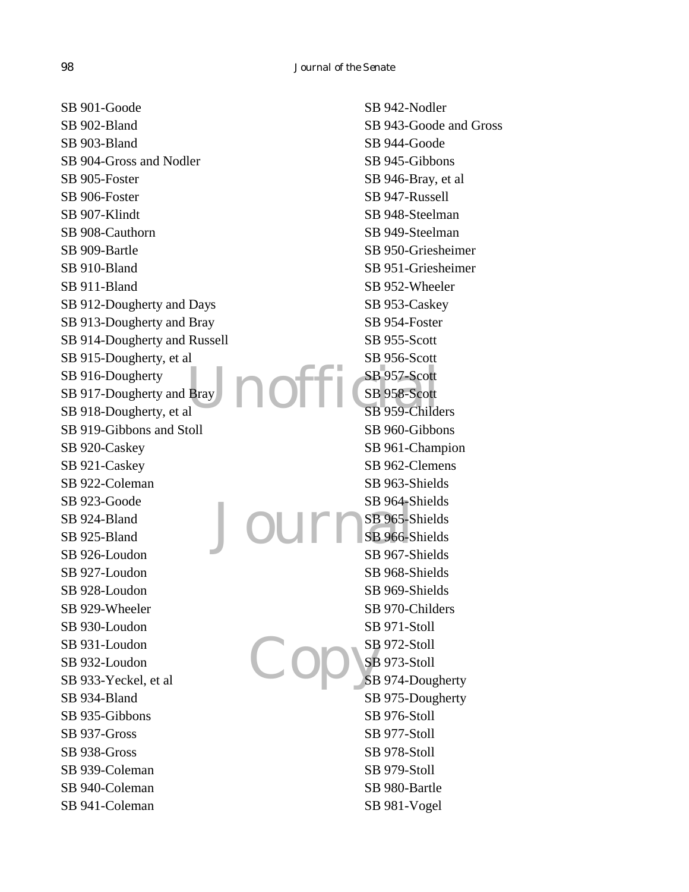SB 901-Goode
SB 902-Bland
SB 903-Bland
SB 904-Gross and Nodler
SB 905-Foster
SB 906-Foster
SB 907-Klindt
SB 908-Cauthorn
SB 909-Bartle
SB 910-Bland
SB 911-Bland
SB 912-Dougherty and Days
SB 913-Dougherty and Bray
SB 914-Dougherty and Russell
SB 915-Dougherty, et al
SB 916-Dougherty
SB 917-Dougherty and Bray
SB 918-Dougherty, et al
SB 919-Gibbons and Stoll
SB 920-Caskey
SB 921-Caskey
SB 922-Coleman
SB 923-Goode
SB 924-Bland
SB 925-Bland
SB 926-Loudon
SB 927-Loudon
SB 928-Loudon
SB 929-Wheeler
SB 930-Loudon
SB 931-Loudon
SB 932-Loudon
SB 933-Yeckel, et al
SB 934-Bland
SB 935-Gibbons
SB 937-Gross
SB 938-Gross
SB 939-Coleman
SB 940-Coleman
SB 941-Coleman
SB 942-Nodler
SB 943-Goode and Gross
SB 944-Goode
SB 945-Gibbons
SB 946-Bray, et al
SB 947-Russell
SB 948-Steelman
SB 949-Steelman
SB 950-Griesheimer
SB 951-Griesheimer
SB 952-Wheeler
SB 953-Caskey
SB 954-Foster
SB 955-Scott
SB 956-Scott
SB 957-Scott
SB 958-Scott
SB 959-Childers
SB 960-Gibbons
SB 961-Champion
SB 962-Clemens
SB 963-Shields
SB 964-Shields
SB 965-Shields
SB 966-Shields
SB 967-Shields
SB 968-Shields
SB 969-Shields
SB 970-Childers
SB 971-Stoll
SB 972-Stoll
SB 973-Stoll
SB 974-Dougherty
SB 975-Dougherty
SB 976-Stoll
SB 977-Stoll
SB 978-Stoll
SB 979-Stoll
SB 980-Bartle
SB 981-Vogel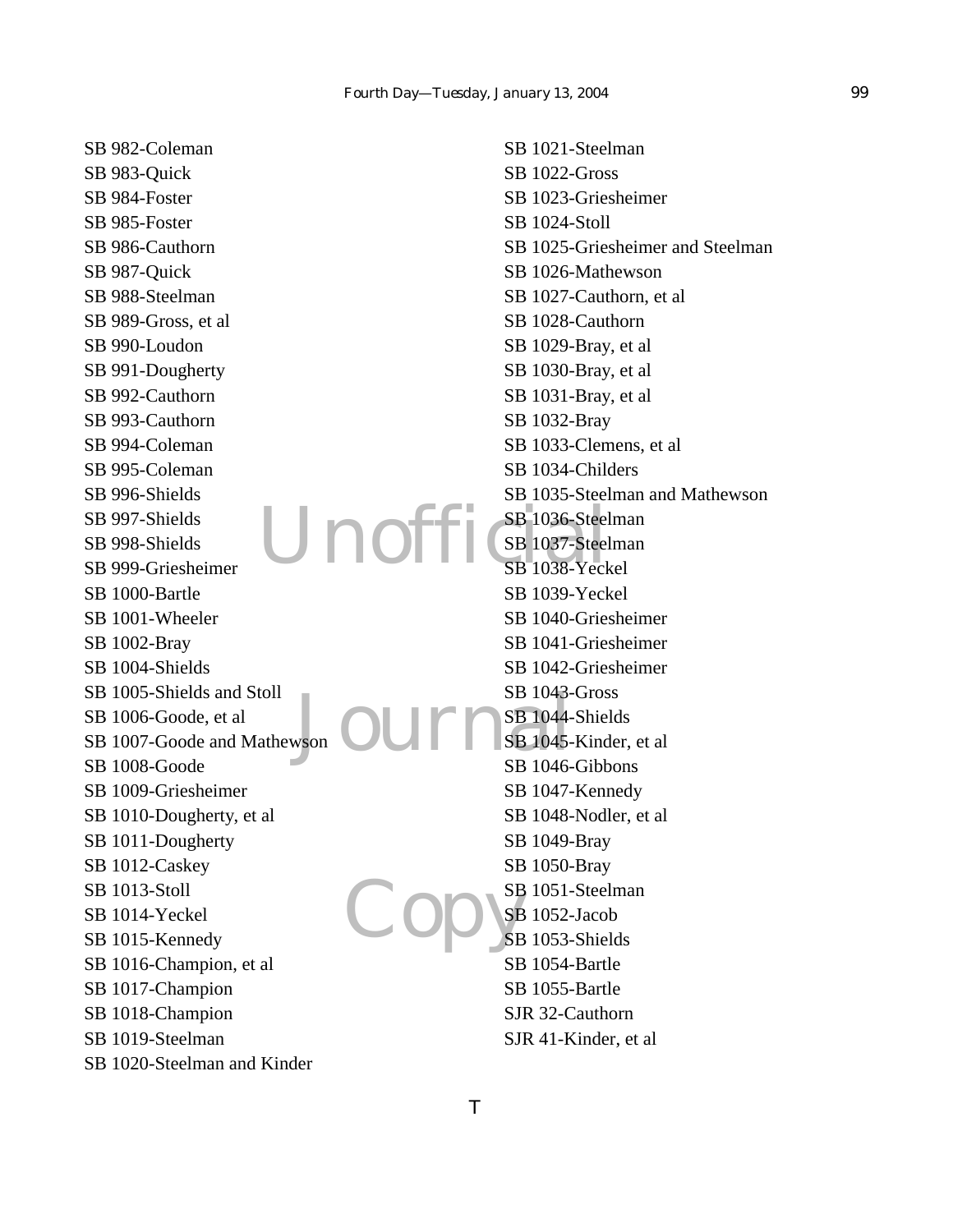SB 982-Coleman
SB 983-Quick
SB 984-Foster
SB 985-Foster
SB 986-Cauthorn
SB 987-Quick
SB 988-Steelman
SB 989-Gross, et al
SB 990-Loudon
SB 991-Dougherty
SB 992-Cauthorn
SB 993-Cauthorn
SB 994-Coleman
SB 995-Coleman
SB 996-Shields
SB 997-Shields
SB 998-Shields
SB 999-Griesheimer
SB 1000-Bartle
SB 1001-Wheeler
SB 1002-Bray
SB 1004-Shields
SB 1005-Shields and Stoll
SB 1006-Goode, et al
SB 1007-Goode and Mathewson
SB 1008-Goode
SB 1009-Griesheimer
SB 1010-Dougherty, et al
SB 1011-Dougherty
SB 1012-Caskey
SB 1013-Stoll
SB 1014-Yeckel
SB 1015-Kennedy
SB 1016-Champion, et al
SB 1017-Champion
SB 1018-Champion
SB 1019-Steelman
SB 1020-Steelman and Kinder
SB 1021-Steelman
SB 1022-Gross
SB 1023-Griesheimer
SB 1024-Stoll
SB 1025-Griesheimer and Steelman
SB 1026-Mathewson
SB 1027-Cauthorn, et al
SB 1028-Cauthorn
SB 1029-Bray, et al
SB 1030-Bray, et al
SB 1031-Bray, et al
SB 1032-Bray
SB 1033-Clemens, et al
SB 1034-Childers
SB 1035-Steelman and Mathewson
SB 1036-Steelman
SB 1037-Steelman
SB 1038-Yeckel
SB 1039-Yeckel
SB 1040-Griesheimer
SB 1041-Griesheimer
SB 1042-Griesheimer
SB 1043-Gross
SB 1044-Shields
SB 1045-Kinder, et al
SB 1046-Gibbons
SB 1047-Kennedy
SB 1048-Nodler, et al
SB 1049-Bray
SB 1050-Bray
SB 1051-Steelman
SB 1052-Jacob
SB 1053-Shields
SB 1054-Bartle
SB 1055-Bartle
SJR 32-Cauthorn
SJR 41-Kinder, et al

T